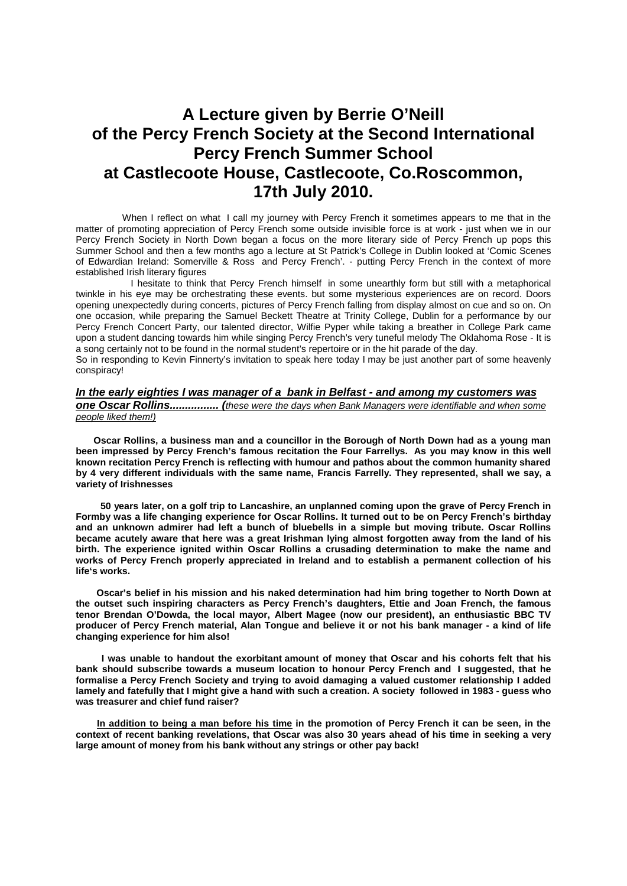# A Lecture given by Berrie O'Neill of the Percy French Society at the Second International Percy French Summer School at Castlecoote House, Castlecoote, Co.Roscommon, 17th July 2010.

When I reflect on what I call my journey with Percy French it sometimes appears to me that in the matter of promoting appreciation of Percy French some outside invisible force is at work - just when we in our Percy French Society in North Down began a focus on the more literary side of Percy French up pops this Summer School and then a few months ago a lecture at St Patrick's College in Dublin looked at 'Comic Scenes of Edwardian Ireland: Somerville & Ross and Percy French'. - putting Percy French in the context of more established Irish literary figures

I hesitate to think that Percy French himself in some unearthly form but still with a metaphorical twinkle in his eye may be orchestrating these events. but some mysterious experiences are on record. Doors opening unexpectedly during concerts, pictures of Percy French falling from display almost on cue and so on. On one occasion, while preparing the Samuel Beckett Theatre at Trinity College, Dublin for a performance by our Percy French Concert Party, our talented director, Wilfie Pyper while taking a breather in College Park came upon a student dancing towards him while singing Percy French's very tuneful melody The Oklahoma Rose - It is a song certainly not to be found in the normal student's repertoire or in the hit parade of the day.

So in responding to Kevin Finnerty's invitation to speak here today I may be just another part of some heavenly conspiracy!

***In the early eighties I was manager of a bank in Belfast - and among my customers was one Oscar Rollins................ (**<u>*these were the days when Bank Managers were identifiable and when some people liked them!)*</u>

**Oscar Rollins, a business man and a councillor in the Borough of North Down had as a young man been impressed by Percy French's famous recitation the Four Farrellys. As you may know in this well known recitation Percy French is reflecting with humour and pathos about the common humanity shared by 4 very different individuals with the same name, Francis Farrelly. They represented, shall we say, a variety of Irishnesses**

**50 years later, on a golf trip to Lancashire, an unplanned coming upon the grave of Percy French in Formby was a life changing experience for Oscar Rollins. It turned out to be on Percy French's birthday and an unknown admirer had left a bunch of bluebells in a simple but moving tribute. Oscar Rollins became acutely aware that here was a great Irishman lying almost forgotten away from the land of his birth. The experience ignited within Oscar Rollins a crusading determination to make the name and works of Percy French properly appreciated in Ireland and to establish a permanent collection of his life's works.**

**Oscar's belief in his mission and his naked determination had him bring together to North Down at the outset such inspiring characters as Percy French's daughters, Ettie and Joan French, the famous tenor Brendan O'Dowda, the local mayor, Albert Magee (now our president), an enthusiastic BBC TV producer of Percy French material, Alan Tongue and believe it or not his bank manager - a kind of life changing experience for him also!**

**I was unable to handout the exorbitant amount of money that Oscar and his cohorts felt that his bank should subscribe towards a museum location to honour Percy French and I suggested, that he formalise a Percy French Society and trying to avoid damaging a valued customer relationship I added lamely and fatefully that I might give a hand with such a creation. A society followed in 1983 - guess who was treasurer and chief fund raiser?**

**<u>In addition to being a man before his time</u> in the promotion of Percy French it can be seen, in the context of recent banking revelations, that Oscar was also 30 years ahead of his time in seeking a very large amount of money from his bank without any strings or other pay back!**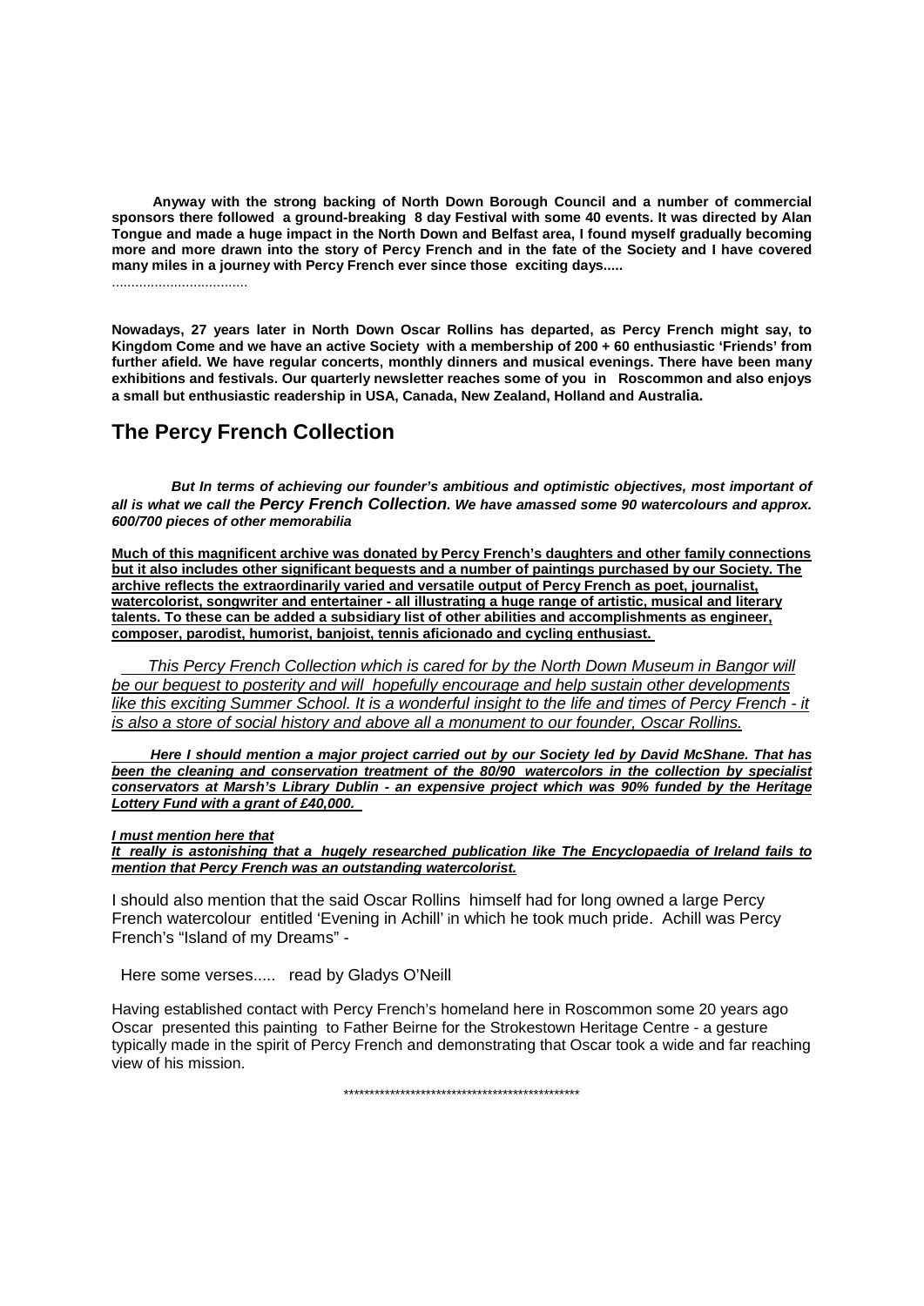**Anyway with the strong backing of North Down Borough Council and a number of commercial sponsors there followed a ground-breaking 8 day Festival with some 40 events. It was directed by Alan Tongue and made a huge impact in the North Down and Belfast area, I found myself gradually becoming more and more drawn into the story of Percy French and in the fate of the Society and I have covered many miles in a journey with Percy French ever since those exciting days.....**

..................................

**Nowadays, 27 years later in North Down Oscar Rollins has departed, as Percy French might say, to Kingdom Come and we have an active Society with a membership of 200 + 60 enthusiastic 'Friends' from further afield. We have regular concerts, monthly dinners and musical evenings. There have been many exhibitions and festivals. Our quarterly newsletter reaches some of you in Roscommon and also enjoys a small but enthusiastic readership in USA, Canada, New Zealand, Holland and Australia.**

## The Percy French Collection

***But In terms of achieving our founder's ambitious and optimistic objectives, most important of all is what we call the Percy French Collection. We have amassed some 90 watercolours and approx. 600/700 pieces of other memorabilia***

<u>**Much of this magnificent archive was donated by Percy French's daughters and other family connections but it also includes other significant bequests and a number of paintings purchased by our Society. The archive reflects the extraordinarily varied and versatile output of Percy French as poet, journalist, watercolorist, songwriter and entertainer - all illustrating a huge range of artistic, musical and literary talents. To these can be added a subsidiary list of other abilities and accomplishments as engineer, composer, parodist, humorist, banjoist, tennis aficionado and cycling enthusiast.**</u>

<u>*This Percy French Collection which is cared for by the North Down Museum in Bangor will be our bequest to posterity and will hopefully encourage and help sustain other developments like this exciting Summer School. It is a wonderful insight to the life and times of Percy French - it is also a store of social history and above all a monument to our founder, Oscar Rollins.*</u>

<u>***Here I should mention a major project carried out by our Society led by David McShane. That has been the cleaning and conservation treatment of the 80/90 watercolors in the collection by specialist conservators at Marsh's Library Dublin - an expensive project which was 90% funded by the Heritage Lottery Fund with a grant of £40,000.***</u>

<u>***I must mention here that***</u>
<u>***It really is astonishing that a hugely researched publication like The Encyclopaedia of Ireland fails to mention that Percy French was an outstanding watercolorist.***</u>

I should also mention that the said Oscar Rollins himself had for long owned a large Percy French watercolour entitled 'Evening in Achill' in which he took much pride. Achill was Percy French's "Island of my Dreams" -

Here some verses..... read by Gladys O'Neill

Having established contact with Percy French's homeland here in Roscommon some 20 years ago Oscar presented this painting to Father Beirne for the Strokestown Heritage Centre - a gesture typically made in the spirit of Percy French and demonstrating that Oscar took a wide and far reaching view of his mission.

***********************************************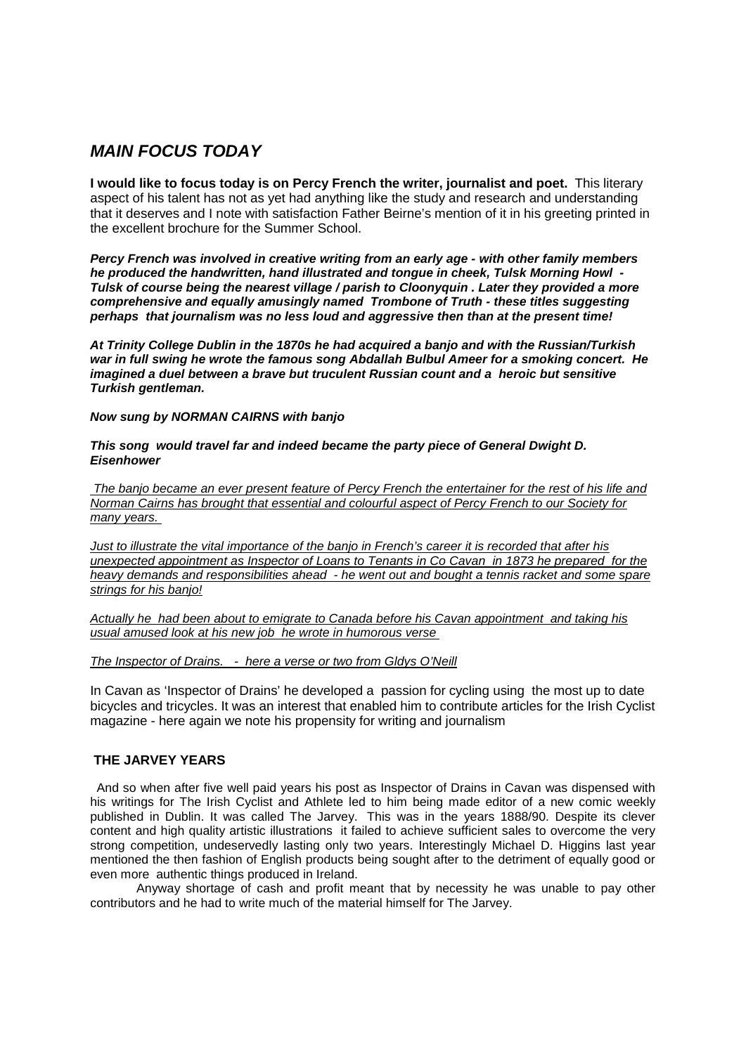## *MAIN FOCUS TODAY*

**I would like to focus today is on Percy French the writer, journalist and poet.** This literary aspect of his talent has not as yet had anything like the study and research and understanding that it deserves and I note with satisfaction Father Beirne's mention of it in his greeting printed in the excellent brochure for the Summer School.

***Percy French was involved in creative writing from an early age - with other family members he produced the handwritten, hand illustrated and tongue in cheek, Tulsk Morning Howl - Tulsk of course being the nearest village / parish to Cloonyquin . Later they provided a more comprehensive and equally amusingly named Trombone of Truth - these titles suggesting perhaps that journalism was no less loud and aggressive then than at the present time!***

***At Trinity College Dublin in the 1870s he had acquired a banjo and with the Russian/Turkish war in full swing he wrote the famous song Abdallah Bulbul Ameer for a smoking concert. He imagined a duel between a brave but truculent Russian count and a heroic but sensitive Turkish gentleman.***

***Now sung by NORMAN CAIRNS with banjo***

***This song would travel far and indeed became the party piece of General Dwight D. Eisenhower***

*The banjo became an ever present feature of Percy French the entertainer for the rest of his life and Norman Cairns has brought that essential and colourful aspect of Percy French to our Society for many years.*

*Just to illustrate the vital importance of the banjo in French's career it is recorded that after his unexpected appointment as Inspector of Loans to Tenants in Co Cavan in 1873 he prepared for the heavy demands and responsibilities ahead - he went out and bought a tennis racket and some spare strings for his banjo!*

*Actually he had been about to emigrate to Canada before his Cavan appointment and taking his usual amused look at his new job he wrote in humorous verse*

*The Inspector of Drains. - here a verse or two from Gldys O'Neill*

In Cavan as 'Inspector of Drains' he developed a passion for cycling using the most up to date bicycles and tricycles. It was an interest that enabled him to contribute articles for the Irish Cyclist magazine - here again we note his propensity for writing and journalism

### THE JARVEY YEARS

And so when after five well paid years his post as Inspector of Drains in Cavan was dispensed with his writings for The Irish Cyclist and Athlete led to him being made editor of a new comic weekly published in Dublin. It was called The Jarvey. This was in the years 1888/90. Despite its clever content and high quality artistic illustrations it failed to achieve sufficient sales to overcome the very strong competition, undeservedly lasting only two years. Interestingly Michael D. Higgins last year mentioned the then fashion of English products being sought after to the detriment of equally good or even more authentic things produced in Ireland.

Anyway shortage of cash and profit meant that by necessity he was unable to pay other contributors and he had to write much of the material himself for The Jarvey.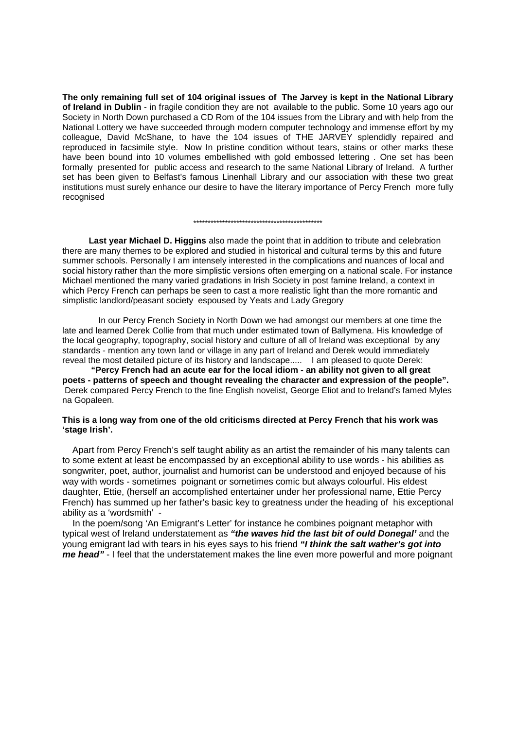**The only remaining full set of 104 original issues of The Jarvey is kept in the National Library of Ireland in Dublin** - in fragile condition they are not available to the public. Some 10 years ago our Society in North Down purchased a CD Rom of the 104 issues from the Library and with help from the National Lottery we have succeeded through modern computer technology and immense effort by my colleague, David McShane, to have the 104 issues of THE JARVEY splendidly repaired and reproduced in facsimile style. Now In pristine condition without tears, stains or other marks these have been bound into 10 volumes embellished with gold embossed lettering . One set has been formally presented for public access and research to the same National Library of Ireland. A further set has been given to Belfast's famous Linenhall Library and our association with these two great institutions must surely enhance our desire to have the literary importance of Percy French more fully recognised

\*\*\*\*\*\*\*\*\*\*\*\*\*\*\*\*\*\*\*\*\*\*\*\*\*\*\*\*\*\*\*\*\*\*\*\*\*\*\*\*\*\*\*\*\*

**Last year Michael D. Higgins** also made the point that in addition to tribute and celebration there are many themes to be explored and studied in historical and cultural terms by this and future summer schools. Personally I am intensely interested in the complications and nuances of local and social history rather than the more simplistic versions often emerging on a national scale. For instance Michael mentioned the many varied gradations in Irish Society in post famine Ireland, a context in which Percy French can perhaps be seen to cast a more realistic light than the more romantic and simplistic landlord/peasant society espoused by Yeats and Lady Gregory

In our Percy French Society in North Down we had amongst our members at one time the late and learned Derek Collie from that much under estimated town of Ballymena. His knowledge of the local geography, topography, social history and culture of all of Ireland was exceptional by any standards - mention any town land or village in any part of Ireland and Derek would immediately reveal the most detailed picture of its history and landscape..... I am pleased to quote Derek:

**"Percy French had an acute ear for the local idiom - an ability not given to all great poets - patterns of speech and thought revealing the character and expression of the people".** Derek compared Percy French to the fine English novelist, George Eliot and to Ireland's famed Myles na Gopaleen.

**This is a long way from one of the old criticisms directed at Percy French that his work was 'stage Irish'.**

Apart from Percy French's self taught ability as an artist the remainder of his many talents can to some extent at least be encompassed by an exceptional ability to use words - his abilities as songwriter, poet, author, journalist and humorist can be understood and enjoyed because of his way with words - sometimes poignant or sometimes comic but always colourful. His eldest daughter, Ettie, (herself an accomplished entertainer under her professional name, Ettie Percy French) has summed up her father's basic key to greatness under the heading of his exceptional ability as a 'wordsmith' -

In the poem/song 'An Emigrant's Letter' for instance he combines poignant metaphor with typical west of Ireland understatement as ***"the waves hid the last bit of ould Donegal'*** and the young emigrant lad with tears in his eyes says to his friend ***"I think the salt wather's got into me head"*** - I feel that the understatement makes the line even more powerful and more poignant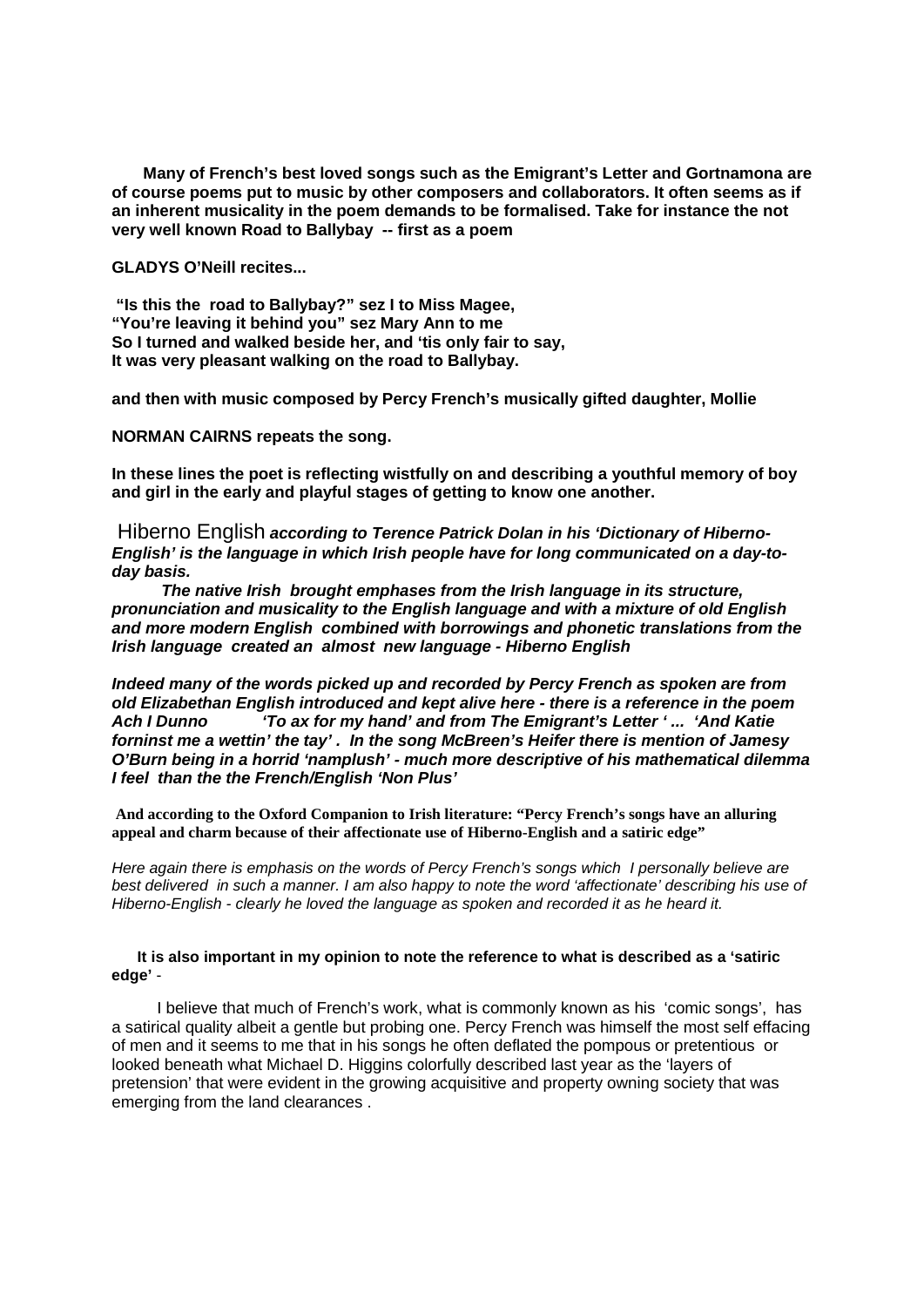**Many of French's best loved songs such as the Emigrant's Letter and Gortnamona are of course poems put to music by other composers and collaborators. It often seems as if an inherent musicality in the poem demands to be formalised. Take for instance the not very well known Road to Ballybay -- first as a poem**

**GLADYS O'Neill recites...**

**"Is this the road to Ballybay?" sez I to Miss Magee,**
**"You're leaving it behind you" sez Mary Ann to me**
**So I turned and walked beside her, and 'tis only fair to say,**
**It was very pleasant walking on the road to Ballybay.**

**and then with music composed by Percy French's musically gifted daughter, Mollie**

**NORMAN CAIRNS repeats the song.**

**In these lines the poet is reflecting wistfully on and describing a youthful memory of boy and girl in the early and playful stages of getting to know one another.**

Hiberno English ***according to Terence Patrick Dolan in his 'Dictionary of Hiberno-English' is the language in which Irish people have for long communicated on a day-to-day basis.***

***The native Irish brought emphases from the Irish language in its structure, pronunciation and musicality to the English language and with a mixture of old English and more modern English combined with borrowings and phonetic translations from the Irish language created an almost new language - Hiberno English***

***Indeed many of the words picked up and recorded by Percy French as spoken are from old Elizabethan English introduced and kept alive here - there is a reference in the poem Ach I Dunno 'To ax for my hand' and from The Emigrant's Letter ' ... 'And Katie forninst me a wettin' the tay' . In the song McBreen's Heifer there is mention of Jamesy O'Burn being in a horrid 'namplush' - much more descriptive of his mathematical dilemma I feel than the the French/English 'Non Plus'***

**And according to the Oxford Companion to Irish literature: "Percy French's songs have an alluring appeal and charm because of their affectionate use of Hiberno-English and a satiric edge"**

*Here again there is emphasis on the words of Percy French's songs which I personally believe are best delivered in such a manner. I am also happy to note the word 'affectionate' describing his use of Hiberno-English - clearly he loved the language as spoken and recorded it as he heard it.*

**It is also important in my opinion to note the reference to what is described as a 'satiric edge'** -

I believe that much of French's work, what is commonly known as his 'comic songs', has a satirical quality albeit a gentle but probing one. Percy French was himself the most self effacing of men and it seems to me that in his songs he often deflated the pompous or pretentious or looked beneath what Michael D. Higgins colorfully described last year as the 'layers of pretension' that were evident in the growing acquisitive and property owning society that was emerging from the land clearances .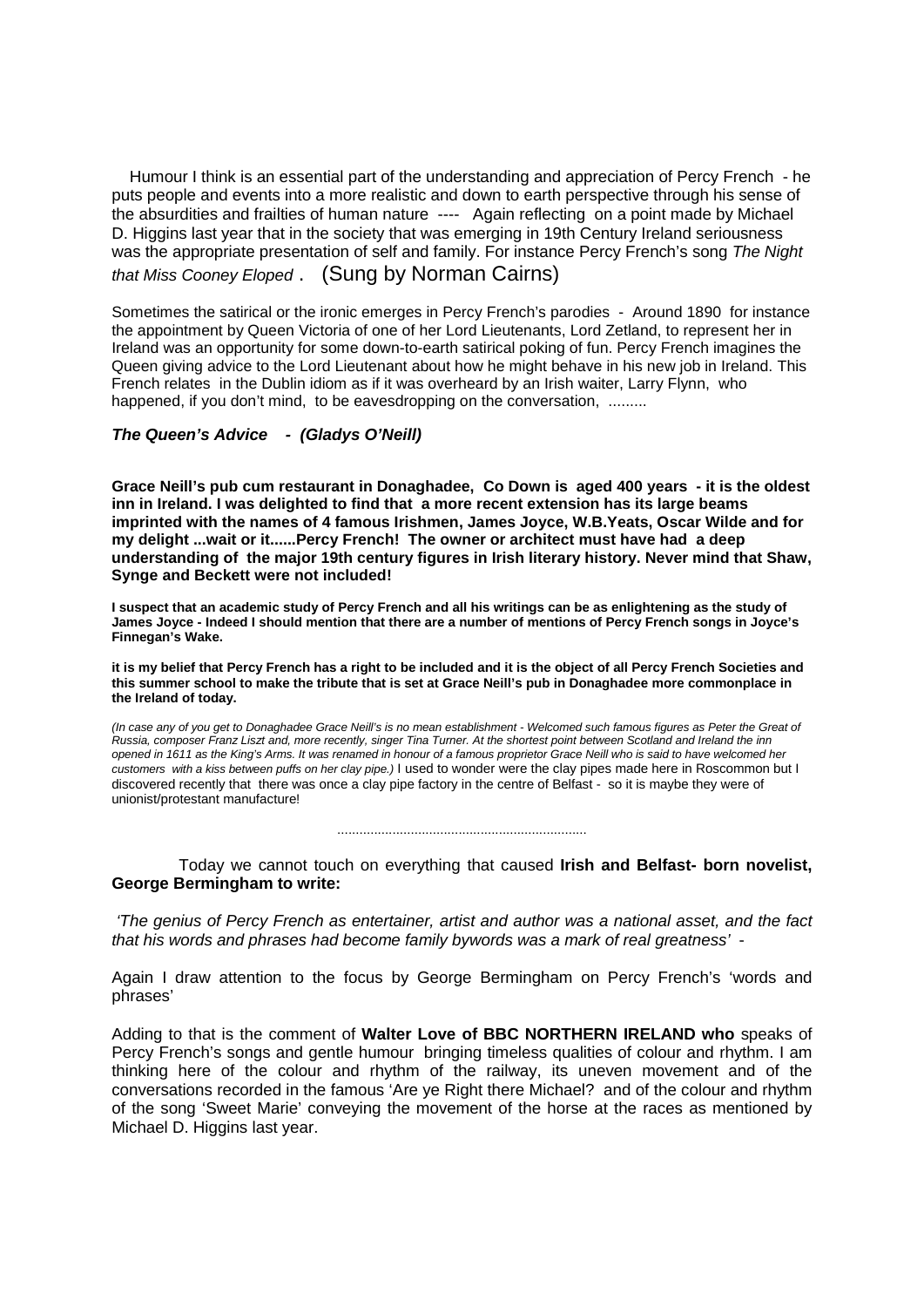Humour I think is an essential part of the understanding and appreciation of Percy French - he puts people and events into a more realistic and down to earth perspective through his sense of the absurdities and frailties of human nature ---- Again reflecting on a point made by Michael D. Higgins last year that in the society that was emerging in 19th Century Ireland seriousness was the appropriate presentation of self and family. For instance Percy French's song *The Night that Miss Cooney Eloped* . (Sung by Norman Cairns)

Sometimes the satirical or the ironic emerges in Percy French's parodies - Around 1890 for instance the appointment by Queen Victoria of one of her Lord Lieutenants, Lord Zetland, to represent her in Ireland was an opportunity for some down-to-earth satirical poking of fun. Percy French imagines the Queen giving advice to the Lord Lieutenant about how he might behave in his new job in Ireland. This French relates in the Dublin idiom as if it was overheard by an Irish waiter, Larry Flynn, who happened, if you don't mind, to be eavesdropping on the conversation, .........

***The Queen's Advice - (Gladys O'Neill)***

**Grace Neill's pub cum restaurant in Donaghadee, Co Down is aged 400 years - it is the oldest inn in Ireland. I was delighted to find that a more recent extension has its large beams imprinted with the names of 4 famous Irishmen, James Joyce, W.B.Yeats, Oscar Wilde and for my delight ...wait or it......Percy French! The owner or architect must have had a deep understanding of the major 19th century figures in Irish literary history. Never mind that Shaw, Synge and Beckett were not included!**

**I suspect that an academic study of Percy French and all his writings can be as enlightening as the study of James Joyce - Indeed I should mention that there are a number of mentions of Percy French songs in Joyce's Finnegan's Wake.**

**it is my belief that Percy French has a right to be included and it is the object of all Percy French Societies and this summer school to make the tribute that is set at Grace Neill's pub in Donaghadee more commonplace in the Ireland of today.**

*(In case any of you get to Donaghadee Grace Neill's is no mean establishment - Welcomed such famous figures as Peter the Great of Russia, composer Franz Liszt and, more recently, singer Tina Turner. At the shortest point between Scotland and Ireland the inn opened in 1611 as the King's Arms. It was renamed in honour of a famous proprietor Grace Neill who is said to have welcomed her customers with a kiss between puffs on her clay pipe.)* I used to wonder were the clay pipes made here in Roscommon but I discovered recently that there was once a clay pipe factory in the centre of Belfast - so it is maybe they were of unionist/protestant manufacture!

...................................................................

Today we cannot touch on everything that caused **Irish and Belfast- born novelist, George Bermingham to write:**

*'The genius of Percy French as entertainer, artist and author was a national asset, and the fact that his words and phrases had become family bywords was a mark of real greatness'* -

Again I draw attention to the focus by George Bermingham on Percy French's 'words and phrases'

Adding to that is the comment of **Walter Love of BBC NORTHERN IRELAND who** speaks of Percy French's songs and gentle humour bringing timeless qualities of colour and rhythm. I am thinking here of the colour and rhythm of the railway, its uneven movement and of the conversations recorded in the famous 'Are ye Right there Michael? and of the colour and rhythm of the song 'Sweet Marie' conveying the movement of the horse at the races as mentioned by Michael D. Higgins last year.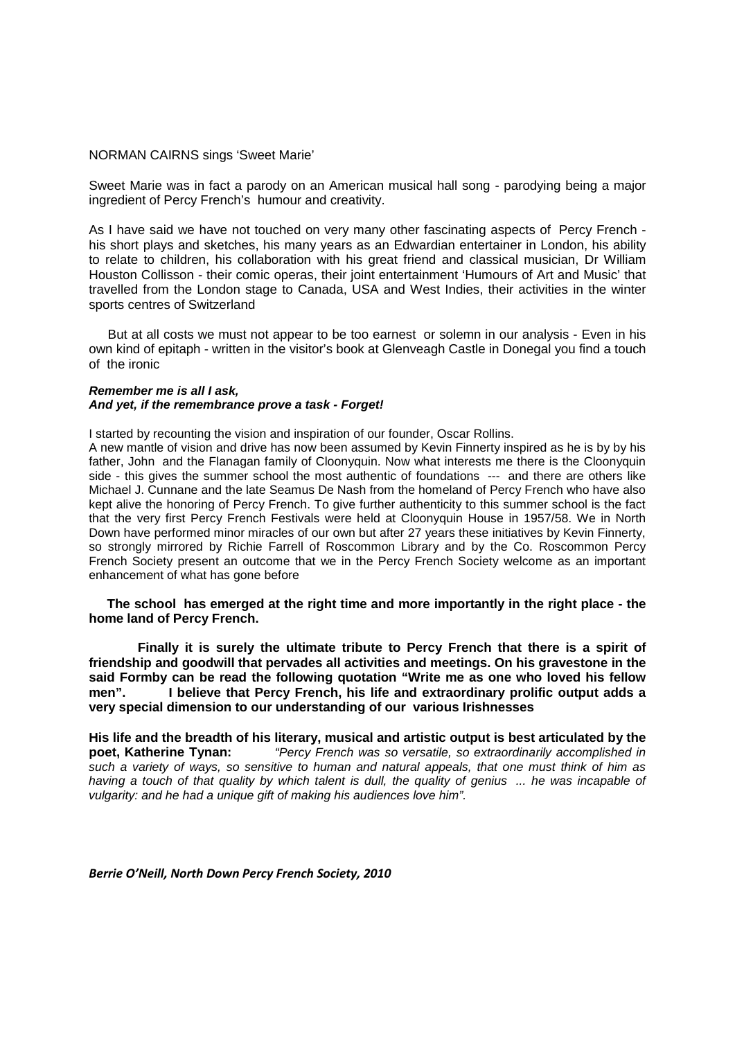NORMAN CAIRNS sings 'Sweet Marie'

Sweet Marie was in fact a parody on an American musical hall song - parodying being a major ingredient of Percy French's humour and creativity.

As I have said we have not touched on very many other fascinating aspects of Percy French - his short plays and sketches, his many years as an Edwardian entertainer in London, his ability to relate to children, his collaboration with his great friend and classical musician, Dr William Houston Collisson - their comic operas, their joint entertainment 'Humours of Art and Music' that travelled from the London stage to Canada, USA and West Indies, their activities in the winter sports centres of Switzerland

But at all costs we must not appear to be too earnest or solemn in our analysis - Even in his own kind of epitaph - written in the visitor's book at Glenveagh Castle in Donegal you find a touch of the ironic

***Remember me is all I ask,***
***And yet, if the remembrance prove a task - Forget!***

I started by recounting the vision and inspiration of our founder, Oscar Rollins.
A new mantle of vision and drive has now been assumed by Kevin Finnerty inspired as he is by by his father, John and the Flanagan family of Cloonyquin. Now what interests me there is the Cloonyquin side - this gives the summer school the most authentic of foundations --- and there are others like Michael J. Cunnane and the late Seamus De Nash from the homeland of Percy French who have also kept alive the honoring of Percy French. To give further authenticity to this summer school is the fact that the very first Percy French Festivals were held at Cloonyquin House in 1957/58. We in North Down have performed minor miracles of our own but after 27 years these initiatives by Kevin Finnerty, so strongly mirrored by Richie Farrell of Roscommon Library and by the Co. Roscommon Percy French Society present an outcome that we in the Percy French Society welcome as an important enhancement of what has gone before

**The school has emerged at the right time and more importantly in the right place - the home land of Percy French.**

**Finally it is surely the ultimate tribute to Percy French that there is a spirit of friendship and goodwill that pervades all activities and meetings. On his gravestone in the said Formby can be read the following quotation "Write me as one who loved his fellow men". I believe that Percy French, his life and extraordinary prolific output adds a very special dimension to our understanding of our various Irishnesses**

**His life and the breadth of his literary, musical and artistic output is best articulated by the poet, Katherine Tynan:** *"Percy French was so versatile, so extraordinarily accomplished in such a variety of ways, so sensitive to human and natural appeals, that one must think of him as having a touch of that quality by which talent is dull, the quality of genius ... he was incapable of vulgarity: and he had a unique gift of making his audiences love him".*

***Berrie O'Neill, North Down Percy French Society, 2010***